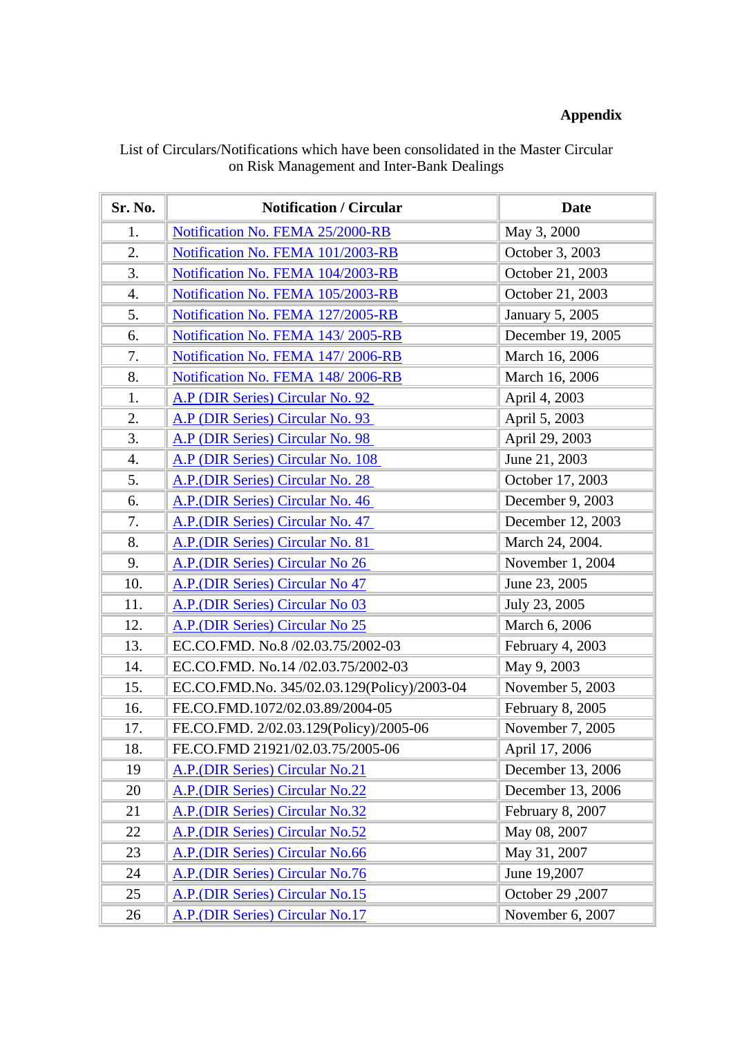**Appendix**

List of Circulars/Notifications which have been consolidated in the Master Circular on Risk Management and Inter-Bank Dealings

| Sr. No. | Notification / Circular | Date |
|---|---|---|
| 1. | Notification No. FEMA 25/2000-RB | May 3, 2000 |
| 2. | Notification No. FEMA 101/2003-RB | October 3, 2003 |
| 3. | Notification No. FEMA 104/2003-RB | October 21, 2003 |
| 4. | Notification No. FEMA 105/2003-RB | October 21, 2003 |
| 5. | Notification No. FEMA 127/2005-RB | January 5, 2005 |
| 6. | Notification No. FEMA 143/ 2005-RB | December 19, 2005 |
| 7. | Notification No. FEMA 147/ 2006-RB | March 16, 2006 |
| 8. | Notification No. FEMA 148/ 2006-RB | March 16, 2006 |
| 1. | A.P (DIR Series) Circular No. 92 | April 4, 2003 |
| 2. | A.P (DIR Series) Circular No. 93 | April 5, 2003 |
| 3. | A.P (DIR Series) Circular No. 98 | April 29, 2003 |
| 4. | A.P (DIR Series) Circular No. 108 | June 21, 2003 |
| 5. | A.P.(DIR Series) Circular No. 28 | October 17, 2003 |
| 6. | A.P.(DIR Series) Circular No. 46 | December 9, 2003 |
| 7. | A.P.(DIR Series) Circular No. 47 | December 12, 2003 |
| 8. | A.P.(DIR Series) Circular No. 81 | March 24, 2004. |
| 9. | A.P.(DIR Series) Circular No 26 | November 1, 2004 |
| 10. | A.P.(DIR Series) Circular No 47 | June 23, 2005 |
| 11. | A.P.(DIR Series) Circular No 03 | July 23, 2005 |
| 12. | A.P.(DIR Series) Circular No 25 | March 6, 2006 |
| 13. | EC.CO.FMD. No.8 /02.03.75/2002-03 | February 4, 2003 |
| 14. | EC.CO.FMD. No.14 /02.03.75/2002-03 | May 9, 2003 |
| 15. | EC.CO.FMD.No. 345/02.03.129(Policy)/2003-04 | November 5, 2003 |
| 16. | FE.CO.FMD.1072/02.03.89/2004-05 | February 8, 2005 |
| 17. | FE.CO.FMD. 2/02.03.129(Policy)/2005-06 | November 7, 2005 |
| 18. | FE.CO.FMD 21921/02.03.75/2005-06 | April 17, 2006 |
| 19 | A.P.(DIR Series) Circular No.21 | December 13, 2006 |
| 20 | A.P.(DIR Series) Circular No.22 | December 13, 2006 |
| 21 | A.P.(DIR Series) Circular No.32 | February 8, 2007 |
| 22 | A.P.(DIR Series) Circular No.52 | May 08, 2007 |
| 23 | A.P.(DIR Series) Circular No.66 | May 31, 2007 |
| 24 | A.P.(DIR Series) Circular No.76 | June 19,2007 |
| 25 | A.P.(DIR Series) Circular No.15 | October 29 ,2007 |
| 26 | A.P.(DIR Series) Circular No.17 | November 6, 2007 |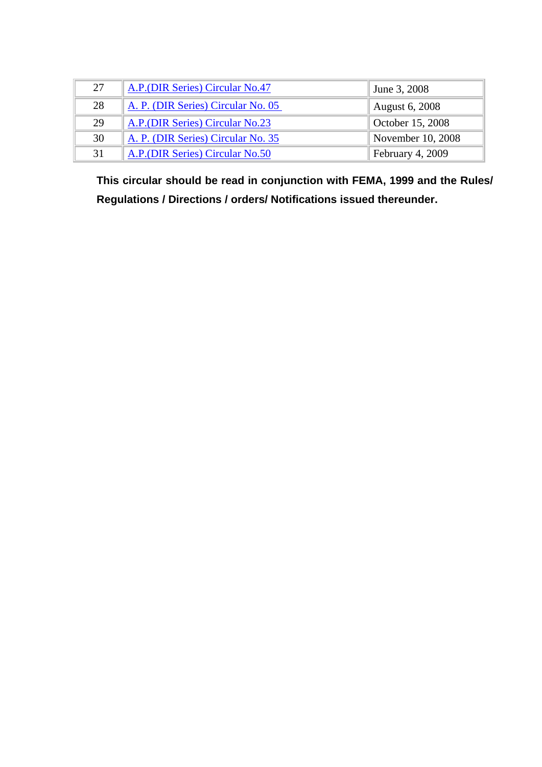| | | |
|---|---|---|
| 27 | A.P.(DIR Series) Circular No.47 | June 3, 2008 |
| 28 | A. P. (DIR Series) Circular No. 05 | August 6, 2008 |
| 29 | A.P.(DIR Series) Circular No.23 | October 15, 2008 |
| 30 | A. P. (DIR Series) Circular No. 35 | November 10, 2008 |
| 31 | A.P.(DIR Series) Circular No.50 | February 4, 2009 |

**This circular should be read in conjunction with FEMA, 1999 and the Rules/ Regulations / Directions / orders/ Notifications issued thereunder.**